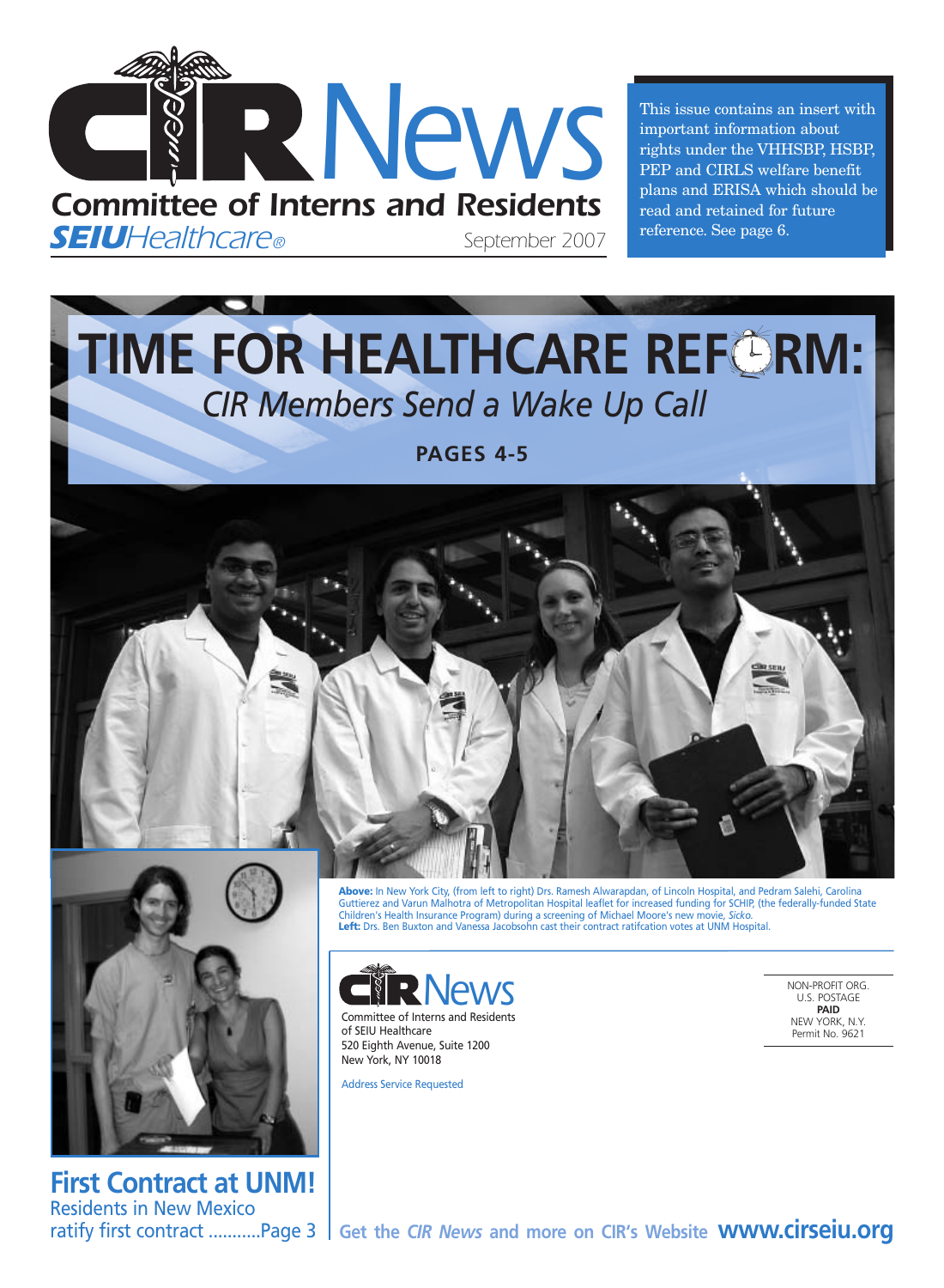# CIR News

**Committee of Interns and Residents**
***SEIU**Healthcare®*

September 2007

This issue contains an insert with important information about rights under the VHHSBP, HSBP, PEP and CIRLS welfare benefit plans and ERISA which should be read and retained for future reference. See page 6.

# TIME FOR HEALTHCARE REFORM:

## *CIR Members Send a Wake Up Call*

**PAGES 4-5**

**Above:** In New York City, (from left to right) Drs. Ramesh Alwarapdan, of Lincoln Hospital, and Pedram Salehi, Carolina Guttierez and Varun Malhotra of Metropolitan Hospital leaflet for increased funding for SCHIP, (the federally-funded State Children's Health Insurance Program) during a screening of Michael Moore's new movie, *Sicko.*
**Left:** Drs. Ben Buxton and Vanessa Jacobsohn cast their contract ratifcation votes at UNM Hospital.

CIR News
Committee of Interns and Residents of SEIU Healthcare
520 Eighth Avenue, Suite 1200
New York, NY 10018

Address Service Requested

NON-PROFIT ORG.
U.S. POSTAGE
**PAID**
NEW YORK, N.Y.
Permit No. 9621

## First Contract at UNM!

Residents in New Mexico ratify first contract ...........Page 3

**Get the *CIR News* and more on CIR's Website www.cirseiu.org**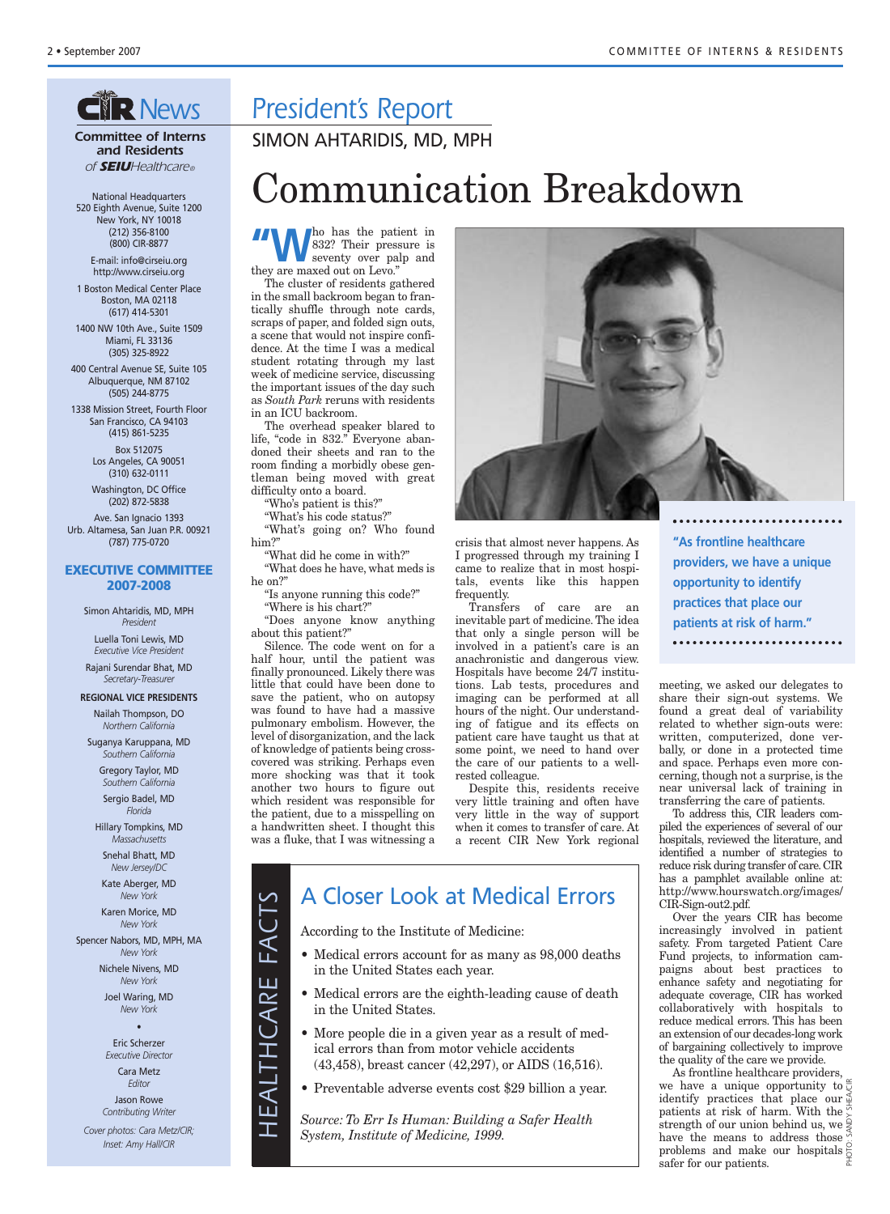## CIR News

**Committee of Interns and Residents** *of SEIU Healthcare*

National Headquarters
520 Eighth Avenue, Suite 1200
New York, NY 10018
(212) 356-8100
(800) CIR-8877

E-mail: info@cirseiu.org
http://www.cirseiu.org

1 Boston Medical Center Place
Boston, MA 02118
(617) 414-5301

1400 NW 10th Ave., Suite 1509
Miami, FL 33136
(305) 325-8922

400 Central Avenue SE, Suite 105
Albuquerque, NM 87102
(505) 244-8775

1338 Mission Street, Fourth Floor
San Francisco, CA 94103
(415) 861-5235

Box 512075
Los Angeles, CA 90051
(310) 632-0111

Washington, DC Office
(202) 872-5838

Ave. San Ignacio 1393
Urb. Altamesa, San Juan P.R. 00921
(787) 775-0720

### EXECUTIVE COMMITTEE 2007-2008

Simon Ahtaridis, MD, MPH
*President*

Luella Toni Lewis, MD
*Executive Vice President*

Rajani Surendar Bhat, MD
*Secretary-Treasurer*

**REGIONAL VICE PRESIDENTS**

Nailah Thompson, DO
*Northern California*

Suganya Karuppana, MD
*Southern California*

Gregory Taylor, MD
*Southern California*

Sergio Badel, MD
*Florida*

Hillary Tompkins, MD
*Massachusetts*

Snehal Bhatt, MD
*New Jersey/DC*

Kate Aberger, MD
*New York*

Karen Morice, MD
*New York*

Spencer Nabors, MD, MPH, MA
*New York*

Nichele Nivens, MD
*New York*

Joel Waring, MD
*New York*

•

Eric Scherzer
*Executive Director*

Cara Metz
*Editor*

Jason Rowe
*Contributing Writer*

*Cover photos: Cara Metz/CIR; Inset: Amy Hall/CIR*

## President's Report

SIMON AHTARIDIS, MD, MPH

# Communication Breakdown

"Who has the patient in 832? Their pressure is seventy over palp and they are maxed out on Levo."

The cluster of residents gathered in the small backroom began to frantically shuffle through note cards, scraps of paper, and folded sign outs, a scene that would not inspire confidence. At the time I was a medical student rotating through my last week of medicine service, discussing the important issues of the day such as *South Park* reruns with residents in an ICU backroom.

The overhead speaker blared to life, "code in 832." Everyone abandoned their sheets and ran to the room finding a morbidly obese gentleman being moved with great difficulty onto a board.

"Who's patient is this?"

"What's his code status?"

"What's going on? Who found him?"

"What did he come in with?"

"What does he have, what meds is he on?"

"Is anyone running this code?"

"Where is his chart?"

"Does anyone know anything about this patient?"

Silence. The code went on for a half hour, until the patient was finally pronounced. Likely there was little that could have been done to save the patient, who on autopsy was found to have had a massive pulmonary embolism. However, the level of disorganization, and the lack of knowledge of patients being cross-covered was striking. Perhaps even more shocking was that it took another two hours to figure out which resident was responsible for the patient, due to a misspelling on a handwritten sheet. I thought this was a fluke, that I was witnessing a crisis that almost never happens. As I progressed through my training I came to realize that in most hospitals, events like this happen frequently.

Transfers of care are an inevitable part of medicine. The idea that only a single person will be involved in a patient's care is an anachronistic and dangerous view. Hospitals have become 24/7 institutions. Lab tests, procedures and imaging can be performed at all hours of the night. Our understanding of fatigue and its effects on patient care have taught us that at some point, we need to hand over the care of our patients to a well-rested colleague.

Despite this, residents receive very little training and often have very little in the way of support when it comes to transfer of care. At a recent CIR New York regional meeting, we asked our delegates to share their sign-out systems. We found a great deal of variability related to whether sign-outs were: written, computerized, done verbally, or done in a protected time and space. Perhaps even more concerning, though not a surprise, is the near universal lack of training in transferring the care of patients.

> "As frontline healthcare providers, we have a unique opportunity to identify practices that place our patients at risk of harm."

To address this, CIR leaders compiled the experiences of several of our hospitals, reviewed the literature, and identified a number of strategies to reduce risk during transfer of care. CIR has a pamphlet available online at: http://www.hourswatch.org/images/CIR-Sign-out2.pdf.

Over the years CIR has become increasingly involved in patient safety. From targeted Patient Care Fund projects, to information campaigns about best practices to enhance safety and negotiating for adequate coverage, CIR has worked collaboratively with hospitals to reduce medical errors. This has been an extension of our decades-long work of bargaining collectively to improve the quality of the care we provide.

As frontline healthcare providers, we have a unique opportunity to identify practices that place our patients at risk of harm. With the strength of our union behind us, we have the means to address those problems and make our hospitals safer for our patients.

PHOTO: SANDY SHEA/CIR

### HEALTHCARE FACTS

## A Closer Look at Medical Errors

According to the Institute of Medicine:

- Medical errors account for as many as 98,000 deaths in the United States each year.
- Medical errors are the eighth-leading cause of death in the United States.
- More people die in a given year as a result of medical errors than from motor vehicle accidents (43,458), breast cancer (42,297), or AIDS (16,516).
- Preventable adverse events cost $29 billion a year.

*Source: To Err Is Human: Building a Safer Health System, Institute of Medicine, 1999.*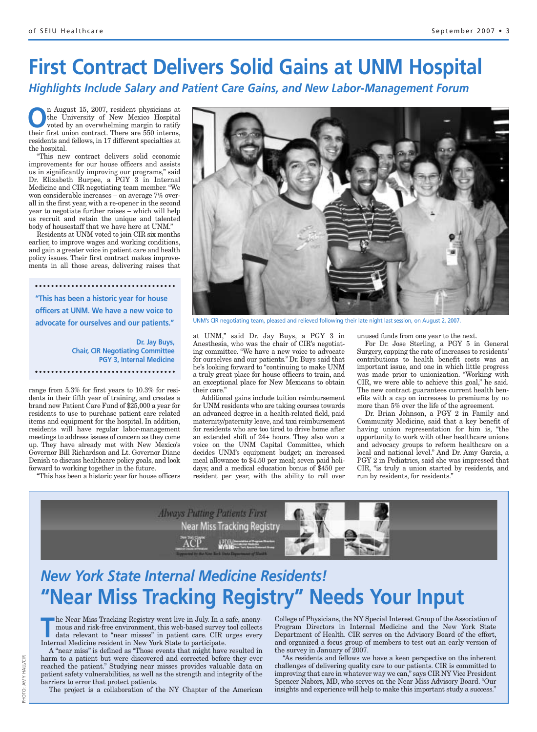# First Contract Delivers Solid Gains at UNM Hospital

## *Highlights Include Salary and Patient Care Gains, and New Labor-Management Forum*

On August 15, 2007, resident physicians at the University of New Mexico Hospital voted by an overwhelming margin to ratify their first union contract. There are 550 interns, residents and fellows, in 17 different specialties at the hospital.

"This new contract delivers solid economic improvements for our house officers and assists us in significantly improving our programs," said Dr. Elizabeth Burpee, a PGY 3 in Internal Medicine and CIR negotiating team member. "We won considerable increases – on average 7% overall in the first year, with a re-opener in the second year to negotiate further raises – which will help us recruit and retain the unique and talented body of housestaff that we have here at UNM."

Residents at UNM voted to join CIR six months earlier, to improve wages and working conditions, and gain a greater voice in patient care and health policy issues. Their first contract makes improvements in all those areas, delivering raises that range from 5.3% for first years to 10.3% for residents in their fifth year of training, and creates a brand new Patient Care Fund of $25,000 a year for residents to use to purchase patient care related items and equipment for the hospital. In addition, residents will have regular labor-management meetings to address issues of concern as they come up. They have already met with New Mexico's Governor Bill Richardson and Lt. Governor Diane Denish to discuss healthcare policy goals, and look forward to working together in the future.

> **"This has been a historic year for house officers at UNM. We have a new voice to advocate for ourselves and our patients."**
>
> **Dr. Jay Buys, Chair, CIR Negotiating Committee PGY 3, Internal Medicine**

"This has been a historic year for house officers at UNM," said Dr. Jay Buys, a PGY 3 in Anesthesia, who was the chair of CIR's negotiating committee. "We have a new voice to advocate for ourselves and our patients." Dr. Buys said that he's looking forward to "continuing to make UNM a truly great place for house officers to train, and an exceptional place for New Mexicans to obtain their care."

UNM's CIR negotiating team, pleased and relieved following their late night last session, on August 2, 2007.

Additional gains include tuition reimbursement for UNM residents who are taking courses towards an advanced degree in a health-related field, paid maternity/paternity leave, and taxi reimbursement for residents who are too tired to drive home after an extended shift of 24+ hours. They also won a voice on the UNM Capital Committee, which decides UNM's equipment budget; an increased meal allowance to $4.50 per meal; seven paid holidays; and a medical education bonus of $450 per resident per year, with the ability to roll over unused funds from one year to the next.

For Dr. Jose Sterling, a PGY 5 in General Surgery, capping the rate of increases to residents' contributions to health benefit costs was an important issue, and one in which little progress was made prior to unionization. "Working with CIR, we were able to achieve this goal," he said. The new contract guarantees current health benefits with a cap on increases to premiums by no more than 5% over the life of the agreement.

Dr. Brian Johnson, a PGY 2 in Family and Community Medicine, said that a key benefit of having union representation for him is, "the opportunity to work with other healthcare unions and advocacy groups to reform healthcare on a local and national level." And Dr. Amy Garcia, a PGY 2 in Pediatrics, said she was impressed that CIR, "is truly a union started by residents, and run by residents, for residents."

PHOTO: AMY HALL/CIR

---

*Always Putting Patients First*

Near Miss Tracking Registry

## *New York State Internal Medicine Residents!*

# "Near Miss Tracking Registry" Needs Your Input

The Near Miss Tracking Registry went live in July. In a safe, anonymous and risk-free environment, this web-based survey tool collects data relevant to "near misses" in patient care. CIR urges every Internal Medicine resident in New York State to participate.

A "near miss" is defined as "Those events that might have resulted in harm to a patient but were discovered and corrected before they ever reached the patient." Studying near misses provides valuable data on patient safety vulnerabilities, as well as the strength and integrity of the barriers to error that protect patients.

The project is a collaboration of the NY Chapter of the American College of Physicians, the NY Special Interest Group of the Association of Program Directors in Internal Medicine and the New York State Department of Health. CIR serves on the Advisory Board of the effort, and organized a focus group of members to test out an early version of the survey in January of 2007.

"As residents and fellows we have a keen perspective on the inherent challenges of delivering quality care to our patients. CIR is committed to improving that care in whatever way we can," says CIR NY Vice President Spencer Nabors, MD, who serves on the Near Miss Advisory Board. "Our insights and experience will help to make this important study a success."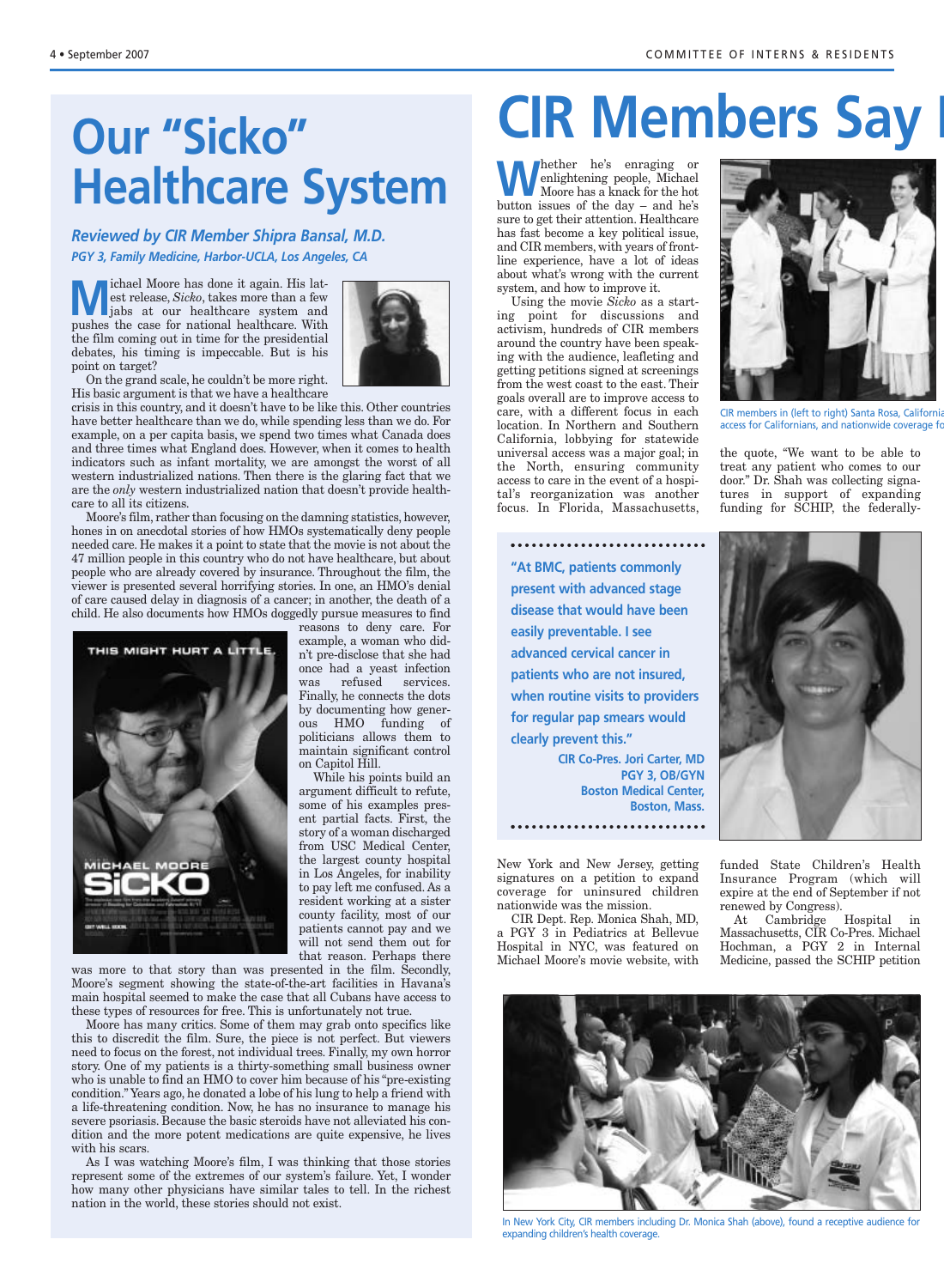# Our "Sicko" Healthcare System

***Reviewed by CIR Member Shipra Bansal, M.D.***

***PGY 3, Family Medicine, Harbor-UCLA, Los Angeles, CA***

Michael Moore has done it again. His latest release, *Sicko*, takes more than a few jabs at our healthcare system and pushes the case for national healthcare. With the film coming out in time for the presidential debates, his timing is impeccable. But is his point on target?

On the grand scale, he couldn't be more right. His basic argument is that we have a healthcare crisis in this country, and it doesn't have to be like this. Other countries have better healthcare than we do, while spending less than we do. For example, on a per capita basis, we spend two times what Canada does and three times what England does. However, when it comes to health indicators such as infant mortality, we are amongst the worst of all western industrialized nations. Then there is the glaring fact that we are the *only* western industrialized nation that doesn't provide healthcare to all its citizens.

Moore's film, rather than focusing on the damning statistics, however, hones in on anecdotal stories of how HMOs systematically deny people needed care. He makes it a point to state that the movie is not about the 47 million people in this country who do not have healthcare, but about people who are already covered by insurance. Throughout the film, the viewer is presented several horrifying stories. In one, an HMO's denial of care caused delay in diagnosis of a cancer; in another, the death of a child. He also documents how HMOs doggedly pursue measures to find reasons to deny care. For example, a woman who didn't pre-disclose that she had once had a yeast infection was refused services. Finally, he connects the dots by documenting how generous HMO funding of politicians allows them to maintain significant control on Capitol Hill.

While his points build an argument difficult to refute, some of his examples present partial facts. First, the story of a woman discharged from USC Medical Center, the largest county hospital in Los Angeles, for inability to pay left me confused. As a resident working at a sister county facility, most of our patients cannot pay and we will not send them out for that reason. Perhaps there was more to that story than was presented in the film. Secondly, Moore's segment showing the state-of-the-art facilities in Havana's main hospital seemed to make the case that all Cubans have access to these types of resources for free. This is unfortunately not true.

Moore has many critics. Some of them may grab onto specifics like this to discredit the film. Sure, the piece is not perfect. But viewers need to focus on the forest, not individual trees. Finally, my own horror story. One of my patients is a thirty-something small business owner who is unable to find an HMO to cover him because of his "pre-existing condition." Years ago, he donated a lobe of his lung to help a friend with a life-threatening condition. Now, he has no insurance to manage his severe psoriasis. Because the basic steroids have not alleviated his condition and the more potent medications are quite expensive, he lives with his scars.

As I was watching Moore's film, I was thinking that those stories represent some of the extremes of our system's failure. Yet, I wonder how many other physicians have similar tales to tell. In the richest nation in the world, these stories should not exist.

# CIR Members Say

Whether he's enraging or enlightening people, Michael Moore has a knack for the hot button issues of the day – and he's sure to get their attention. Healthcare has fast become a key political issue, and CIR members, with years of front-line experience, have a lot of ideas about what's wrong with the current system, and how to improve it.

Using the movie *Sicko* as a starting point for discussions and activism, hundreds of CIR members around the country have been speaking with the audience, leafleting and getting petitions signed at screenings from the west coast to the east. Their goals overall are to improve access to care, with a different focus in each location. In Northern and Southern California, lobbying for statewide universal access was a major goal; in the North, ensuring community access to care in the event of a hospital's reorganization was another focus. In Florida, Massachusetts, New York and New Jersey, getting signatures on a petition to expand coverage for uninsured children nationwide was the mission.

CIR Dept. Rep. Monica Shah, MD, a PGY 3 in Pediatrics at Bellevue Hospital in NYC, was featured on Michael Moore's movie website, with the quote, "We want to be able to treat any patient who comes to our door." Dr. Shah was collecting signatures in support of expanding funding for SCHIP, the federally-funded State Children's Health Insurance Program (which will expire at the end of September if not renewed by Congress).

At Cambridge Hospital in Massachusetts, CIR Co-Pres. Michael Hochman, a PGY 2 in Internal Medicine, passed the SCHIP petition

CIR members in (left to right) Santa Rosa, California ... access for Californians, and nationwide coverage fo...

> **"At BMC, patients commonly present with advanced stage disease that would have been easily preventable. I see advanced cervical cancer in patients who are not insured, when routine visits to providers for regular pap smears would clearly prevent this."**
>
> **CIR Co-Pres. Jori Carter, MD**
> **PGY 3, OB/GYN**
> **Boston Medical Center,**
> **Boston, Mass.**

In New York City, CIR members including Dr. Monica Shah (above), found a receptive audience for expanding children's health coverage.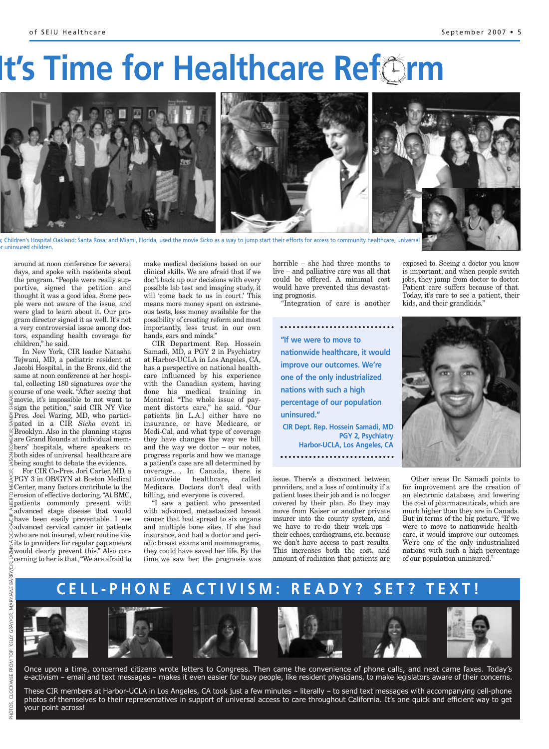# It's Time for Healthcare Reform

; Children's Hospital Oakland; Santa Rosa; and Miami, Florida, used the movie *Sicko* as a way to jump start their efforts for access to community healthcare, universal r uninsured children.

around at noon conference for several days, and spoke with residents about the program. "People were really supportive, signed the petition and thought it was a good idea. Some people were not aware of the issue, and were glad to learn about it. Our program director signed it as well. It's not a very controversial issue among doctors, expanding health coverage for children," he said.

In New York, CIR leader Natasha Tejwani, MD, a pediatric resident at Jacobi Hospital, in the Bronx, did the same at noon conference at her hospital, collecting 180 signatures over the course of one week. "After seeing that movie, it's impossible to not want to sign the petition," said CIR NY Vice Pres. Joel Waring, MD, who participated in a CIR *Sicko* event in Brooklyn. Also in the planning stages are Grand Rounds at individual members' hospitals, where speakers on both sides of universal healthcare are being sought to debate the evidence.

For CIR Co-Pres. Jori Carter, MD, a PGY 3 in OB/GYN at Boston Medical Center, many factors contribute to the erosion of effective doctoring. "At BMC, patients commonly present with advanced stage disease that would have been easily preventable. I see advanced cervical cancer in patients who are not insured, when routine visits to providers for regular pap smears would clearly prevent this." Also concerning to her is that, "We are afraid to make medical decisions based on our clinical skills. We are afraid that if we don't back up our decisions with every possible lab test and imaging study, it will 'come back to us in court.' This means more money spent on extraneous tests, less money available for the possibility of creating reform and most importantly, less trust in our own hands, ears and minds."

CIR Department Rep. Hossein Samadi, MD, a PGY 2 in Psychiatry at Harbor-UCLA in Los Angeles, CA, has a perspective on national healthcare influenced by his experience with the Canadian system, having done his medical training in Montreal. "The whole issue of payment distorts care," he said. "Our patients [in L.A.] either have no insurance, or have Medicare, or Medi-Cal, and what type of coverage they have changes the way we bill and the way we doctor – our notes, progress reports and how we manage a patient's case are all determined by coverage…. In Canada, there is nationwide healthcare, called Medicare. Doctors don't deal with billing, and everyone is covered.

"I saw a patient who presented with advanced, metastasized breast cancer that had spread to six organs and multiple bone sites. If she had insurance, and had a doctor and periodic breast exams and mammograms, they could have saved her life. By the time we saw her, the prognosis was horrible – she had three months to live – and palliative care was all that could be offered. A minimal cost would have prevented this devastating prognosis.

"Integration of care is another issue. There's a disconnect between providers, and a loss of continuity if a patient loses their job and is no longer covered by their plan. So they may move from Kaiser or another private insurer into the county system, and we have to re-do their work-ups – their echoes, cardiograms, etc. because we don't have access to past results. This increases both the cost, and amount of radiation that patients are exposed to. Seeing a doctor you know is important, and when people switch jobs, they jump from doctor to doctor. Patient care suffers because of that. Today, it's rare to see a patient, their kids, and their grandkids."

> **"If we were to move to nationwide healthcare, it would improve our outcomes. We're one of the only industrialized nations with such a high percentage of our population uninsured."**
>
> **CIR Dept. Rep. Hossein Samadi, MD**
> **PGY 2, Psychiatry**
> **Harbor-UCLA, Los Angeles, CA**

Other areas Dr. Samadi points to for improvement are the creation of an electronic database, and lowering the cost of pharmaceuticals, which are much higher than they are in Canada. But in terms of the big picture, "If we were to move to nationwide healthcare, it would improve our outcomes. We're one of the only industrialized nations with such a high percentage of our population uninsured."

## CELL-PHONE ACTIVISM: READY? SET? TEXT!

Once upon a time, concerned citizens wrote letters to Congress. Then came the convenience of phone calls, and next came faxes. Today's e-activism – email and text messages – makes it even easier for busy people, like resident physicians, to make legislators aware of their concerns.

These CIR members at Harbor-UCLA in Los Angeles, CA took just a few minutes – literally – to send text messages with accompanying cell-phone photos of themselves to their representatives in support of universal access to care throughout California. It's one quick and efficient way to get your point across!

PHOTOS, CLOCKWISE FROM TOP: KELLY GRAY/CIR; MARYJANE BARRY/CIR; JAZMINA OCHOA/CIR; ALBERTO MEJIA/CIR; JASON ROWE/CIR; SANDY SHEA/CIR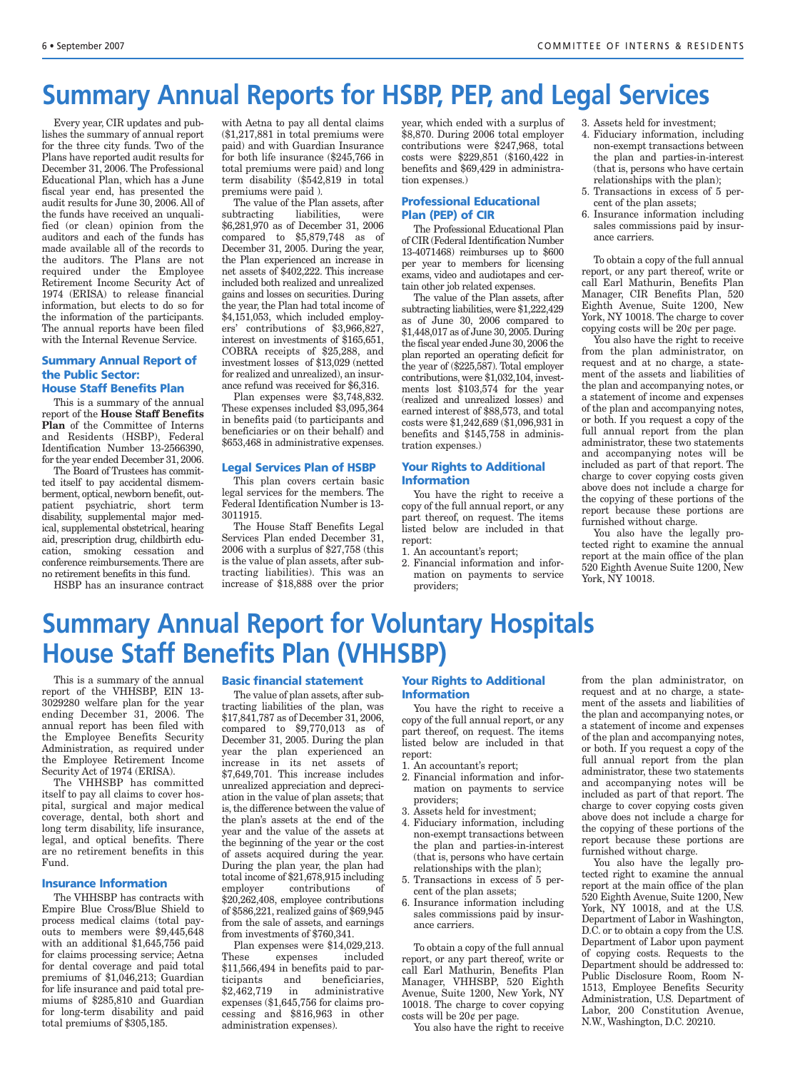# Summary Annual Reports for HSBP, PEP, and Legal Services

Every year, CIR updates and publishes the summary of annual report for the three city funds. Two of the Plans have reported audit results for December 31, 2006. The Professional Educational Plan, which has a June fiscal year end, has presented the audit results for June 30, 2006. All of the funds have received an unqualified (or clean) opinion from the auditors and each of the funds has made available all of the records to the auditors. The Plans are not required under the Employee Retirement Income Security Act of 1974 (ERISA) to release financial information, but elects to do so for the information of the participants. The annual reports have been filed with the Internal Revenue Service.

### Summary Annual Report of the Public Sector: House Staff Benefits Plan

This is a summary of the annual report of the **House Staff Benefits Plan** of the Committee of Interns and Residents (HSBP), Federal Identification Number 13-2566390, for the year ended December 31, 2006.

The Board of Trustees has committed itself to pay accidental dismemberment, optical, newborn benefit, outpatient psychiatric, short term disability, supplemental major medical, supplemental obstetrical, hearing aid, prescription drug, childbirth education, smoking cessation and conference reimbursements. There are no retirement benefits in this fund.

HSBP has an insurance contract with Aetna to pay all dental claims ($1,217,881 in total premiums were paid) and with Guardian Insurance for both life insurance ($245,766 in total premiums were paid) and long term disability ($542,819 in total premiums were paid ).

The value of the Plan assets, after subtracting liabilities, were $6,281,970 as of December 31, 2006 compared to $5,879,748 as of December 31, 2005. During the year, the Plan experienced an increase in net assets of $402,222. This increase included both realized and unrealized gains and losses on securities. During the year, the Plan had total income of $4,151,053, which included employers' contributions of $3,966,827, interest on investments of $165,651, COBRA receipts of $25,288, and investment losses of $13,029 (netted for realized and unrealized), an insurance refund was received for $6,316.

Plan expenses were $3,748,832. These expenses included $3,095,364 in benefits paid (to participants and beneficiaries or on their behalf) and $653,468 in administrative expenses.

### Legal Services Plan of HSBP

This plan covers certain basic legal services for the members. The Federal Identification Number is 13-3011915.

The House Staff Benefits Legal Services Plan ended December 31, 2006 with a surplus of $27,758 (this is the value of plan assets, after subtracting liabilities). This was an increase of $18,888 over the prior year, which ended with a surplus of $8,870. During 2006 total employer contributions were $247,968, total costs were $229,851 ($160,422 in benefits and $69,429 in administration expenses.)

### Professional Educational Plan (PEP) of CIR

The Professional Educational Plan of CIR (Federal Identification Number 13-4071468) reimburses up to $600 per year to members for licensing exams, video and audiotapes and certain other job related expenses.

The value of the Plan assets, after subtracting liabilities, were $1,222,429 as of June 30, 2006 compared to $1,448,017 as of June 30, 2005. During the fiscal year ended June 30, 2006 the plan reported an operating deficit for the year of ($225,587). Total employer contributions, were $1,032,104, investments lost $103,574 for the year (realized and unrealized losses) and earned interest of $88,573, and total costs were $1,242,689 ($1,096,931 in benefits and $145,758 in administration expenses.)

### Your Rights to Additional Information

You have the right to receive a copy of the full annual report, or any part thereof, on request. The items listed below are included in that report:

1. An accountant's report;
2. Financial information and information on payments to service providers;
3. Assets held for investment;
4. Fiduciary information, including non-exempt transactions between the plan and parties-in-interest (that is, persons who have certain relationships with the plan);
5. Transactions in excess of 5 percent of the plan assets;
6. Insurance information including sales commissions paid by insurance carriers.

To obtain a copy of the full annual report, or any part thereof, write or call Earl Mathurin, Benefits Plan Manager, CIR Benefits Plan, 520 Eighth Avenue, Suite 1200, New York, NY 10018. The charge to cover copying costs will be 20¢ per page.

You also have the right to receive from the plan administrator, on request and at no charge, a statement of the assets and liabilities of the plan and accompanying notes, or a statement of income and expenses of the plan and accompanying notes, or both. If you request a copy of the full annual report from the plan administrator, these two statements and accompanying notes will be included as part of that report. The charge to cover copying costs given above does not include a charge for the copying of these portions of the report because these portions are furnished without charge.

You also have the legally protected right to examine the annual report at the main office of the plan 520 Eighth Avenue Suite 1200, New York, NY 10018.

# Summary Annual Report for Voluntary Hospitals House Staff Benefits Plan (VHHSBP)

This is a summary of the annual report of the VHHSBP, EIN 13-3029280 welfare plan for the year ending December 31, 2006. The annual report has been filed with the Employee Benefits Security Administration, as required under the Employee Retirement Income Security Act of 1974 (ERISA).

The VHHSBP has committed itself to pay all claims to cover hospital, surgical and major medical coverage, dental, both short and long term disability, life insurance, legal, and optical benefits. There are no retirement benefits in this Fund.

### Insurance Information

The VHHSBP has contracts with Empire Blue Cross/Blue Shield to process medical claims (total payouts to members were $9,445,648 with an additional $1,645,756 paid for claims processing service; Aetna for dental coverage and paid total premiums of $1,046,213; Guardian for life insurance and paid total premiums of $285,810 and Guardian for long-term disability and paid total premiums of $305,185.

### Basic financial statement

The value of plan assets, after subtracting liabilities of the plan, was $17,841,787 as of December 31, 2006, compared to $9,770,013 as of December 31, 2005. During the plan year the plan experienced an increase in its net assets of $7,649,701. This increase includes unrealized appreciation and depreciation in the value of plan assets; that is, the difference between the value of the plan's assets at the end of the year and the value of the assets at the beginning of the year or the cost of assets acquired during the year. During the plan year, the plan had total income of $21,678,915 including employer contributions of $20,262,408, employee contributions of $586,221, realized gains of $69,945 from the sale of assets, and earnings from investments of $760,341.

Plan expenses were $14,029,213. These expenses included $11,566,494 in benefits paid to participants and beneficiaries, $2,462,719 in administrative expenses ($1,645,756 for claims processing and $816,963 in other administration expenses).

### Your Rights to Additional Information

You have the right to receive a copy of the full annual report, or any part thereof, on request. The items listed below are included in that report:

1. An accountant's report;
2. Financial information and information on payments to service providers;
3. Assets held for investment;
4. Fiduciary information, including non-exempt transactions between the plan and parties-in-interest (that is, persons who have certain relationships with the plan);
5. Transactions in excess of 5 percent of the plan assets;
6. Insurance information including sales commissions paid by insurance carriers.

To obtain a copy of the full annual report, or any part thereof, write or call Earl Mathurin, Benefits Plan Manager, VHHSBP, 520 Eighth Avenue, Suite 1200, New York, NY 10018. The charge to cover copying costs will be 20¢ per page.

You also have the right to receive from the plan administrator, on request and at no charge, a statement of the assets and liabilities of the plan and accompanying notes, or a statement of income and expenses of the plan and accompanying notes, or both. If you request a copy of the full annual report from the plan administrator, these two statements and accompanying notes will be included as part of that report. The charge to cover copying costs given above does not include a charge for the copying of these portions of the report because these portions are furnished without charge.

You also have the legally protected right to examine the annual report at the main office of the plan 520 Eighth Avenue, Suite 1200, New York, NY 10018, and at the U.S. Department of Labor in Washington, D.C. or to obtain a copy from the U.S. Department of Labor upon payment of copying costs. Requests to the Department should be addressed to: Public Disclosure Room, Room N-1513, Employee Benefits Security Administration, U.S. Department of Labor, 200 Constitution Avenue, N.W., Washington, D.C. 20210.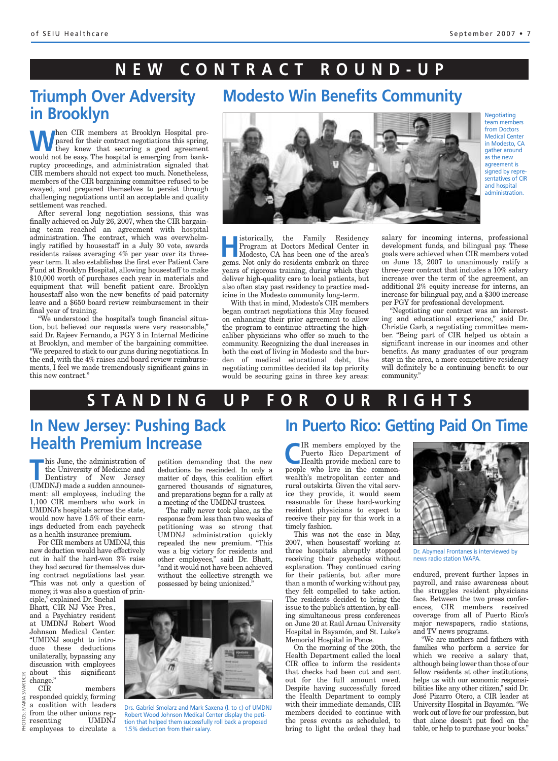# NEW CONTRACT ROUND-UP

## Triumph Over Adversity in Brooklyn

When CIR members at Brooklyn Hospital prepared for their contract negotiations this spring, they knew that securing a good agreement would not be easy. The hospital is emerging from bankruptcy proceedings, and administration signaled that CIR members should not expect too much. Nonetheless, members of the CIR bargaining committee refused to be swayed, and prepared themselves to persist through challenging negotiations until an acceptable and quality settlement was reached.

After several long negotiation sessions, this was finally achieved on July 26, 2007, when the CIR bargaining team reached an agreement with hospital administration. The contract, which was overwhelmingly ratified by housestaff in a July 30 vote, awards residents raises averaging 4% per year over its three-year term. It also establishes the first ever Patient Care Fund at Brooklyn Hospital, allowing housestaff to make $10,000 worth of purchases each year in materials and equipment that will benefit patient care. Brooklyn housestaff also won the new benefits of paid paternity leave and a $650 board review reimbursement in their final year of training.

"We understood the hospital's tough financial situation, but believed our requests were very reasonable," said Dr. Rajeev Fernando, a PGY 3 in Internal Medicine at Brooklyn, and member of the bargaining committee. "We prepared to stick to our guns during negotiations. In the end, with the 4% raises and board review reimbursements, I feel we made tremendously significant gains in this new contract."

## Modesto Win Benefits Community

Negotiating team members from Doctors Medical Center in Modesto, CA gather around as the new agreement is signed by representatives of CIR and hospital administration.

Historically, the Family Residency Program at Doctors Medical Center in Modesto, CA has been one of the area's gems. Not only do residents embark on three years of rigorous training, during which they deliver high-quality care to local patients, but also often stay past residency to practice medicine in the Modesto community long-term.

With that in mind, Modesto's CIR members began contract negotiations this May focused on enhancing their prior agreement to allow the program to continue attracting the high-caliber physicians who offer so much to the community. Recognizing the dual increases in both the cost of living in Modesto and the burden of medical educational debt, the negotiating committee decided its top priority would be securing gains in three key areas: salary for incoming interns, professional development funds, and bilingual pay. These goals were achieved when CIR members voted on June 13, 2007 to unanimously ratify a three-year contract that includes a 10% salary increase over the term of the agreement, an additional 2% equity increase for interns, an increase for bilingual pay, and a $300 increase per PGY for professional development.

"Negotiating our contract was an interesting and educational experience," said Dr. Christie Garb, a negotiating committee member. "Being part of CIR helped us obtain a significant increase in our incomes and other benefits. As many graduates of our program stay in the area, a more competitive residency will definitely be a continuing benefit to our community."

# STANDING UP FOR OUR RIGHTS

## In New Jersey: Pushing Back Health Premium Increase

This June, the administration of the University of Medicine and Dentistry of New Jersey (UMDNJ) made a sudden announcement: all employees, including the 1,100 CIR members who work in UMDNJ's hospitals across the state, would now have 1.5% of their earnings deducted from each paycheck as a health insurance premium.

For CIR members at UMDNJ, this new deduction would have effectively cut in half the hard-won 3% raise they had secured for themselves during contract negotiations last year. "This was not only a question of money, it was also a question of principle," explained Dr. Snehal Bhatt, CIR NJ Vice Pres., and a Psychiatry resident at UMDNJ Robert Wood Johnson Medical Center. "UMDNJ sought to introduce these deductions unilaterally, bypassing any discussion with employees about this significant change."

CIR members responded quickly, forming a coalition with leaders from the other unions representing UMDNJ employees to circulate a petition demanding that the new deductions be rescinded. In only a matter of days, this coalition effort garnered thousands of signatures, and preparations began for a rally at a meeting of the UMDNJ trustees.

The rally never took place, as the response from less than two weeks of petitioning was so strong that UMDNJ administration quickly repealed the new premium. "This was a big victory for residents and other employees," said Dr. Bhatt, "and it would not have been achieved without the collective strength we possessed by being unionized."

Drs. Gabriel Smolarz and Mark Saxena (l. to r.) of UMDNJ Robert Wood Johnson Medical Center display the petition that helped them successfully roll back a proposed 1.5% deduction from their salary.

PHOTOS: MARIA SVART/CIR

## In Puerto Rico: Getting Paid On Time

CIR members employed by the Puerto Rico Department of Health provide medical care to people who live in the commonwealth's metropolitan center and rural outskirts. Given the vital service they provide, it would seem reasonable for these hard-working resident physicians to expect to receive their pay for this work in a timely fashion.

This was not the case in May, 2007, when housestaff working at three hospitals abruptly stopped receiving their paychecks without explanation. They continued caring for their patients, but after more than a month of working without pay, they felt compelled to take action. The residents decided to bring the issue to the public's attention, by calling simultaneous press conferences on June 20 at Raúl Arnau University Hospital in Bayamón, and St. Luke's Memorial Hospital in Ponce.

On the morning of the 20th, the Health Department called the local CIR office to inform the residents that checks had been cut and sent out for the full amount owed. Despite having successfully forced the Health Department to comply with their immediate demands, CIR members decided to continue with the press events as scheduled, to bring to light the ordeal they had endured, prevent further lapses in payroll, and raise awareness about the struggles resident physicians face. Between the two press conferences, CIR members received coverage from all of Puerto Rico's major newspapers, radio stations, and TV news programs.

Dr. Abymeal Frontanes is interviewed by news radio station WAPA.

"We are mothers and fathers with families who perform a service for which we receive a salary that, although being lower than those of our fellow residents at other institutions, helps us with our economic responsibilities like any other citizen," said Dr. José Pizarro Otero, a CIR leader at University Hospital in Bayamón. "We work out of love for our profession, but that alone doesn't put food on the table, or help to purchase your books."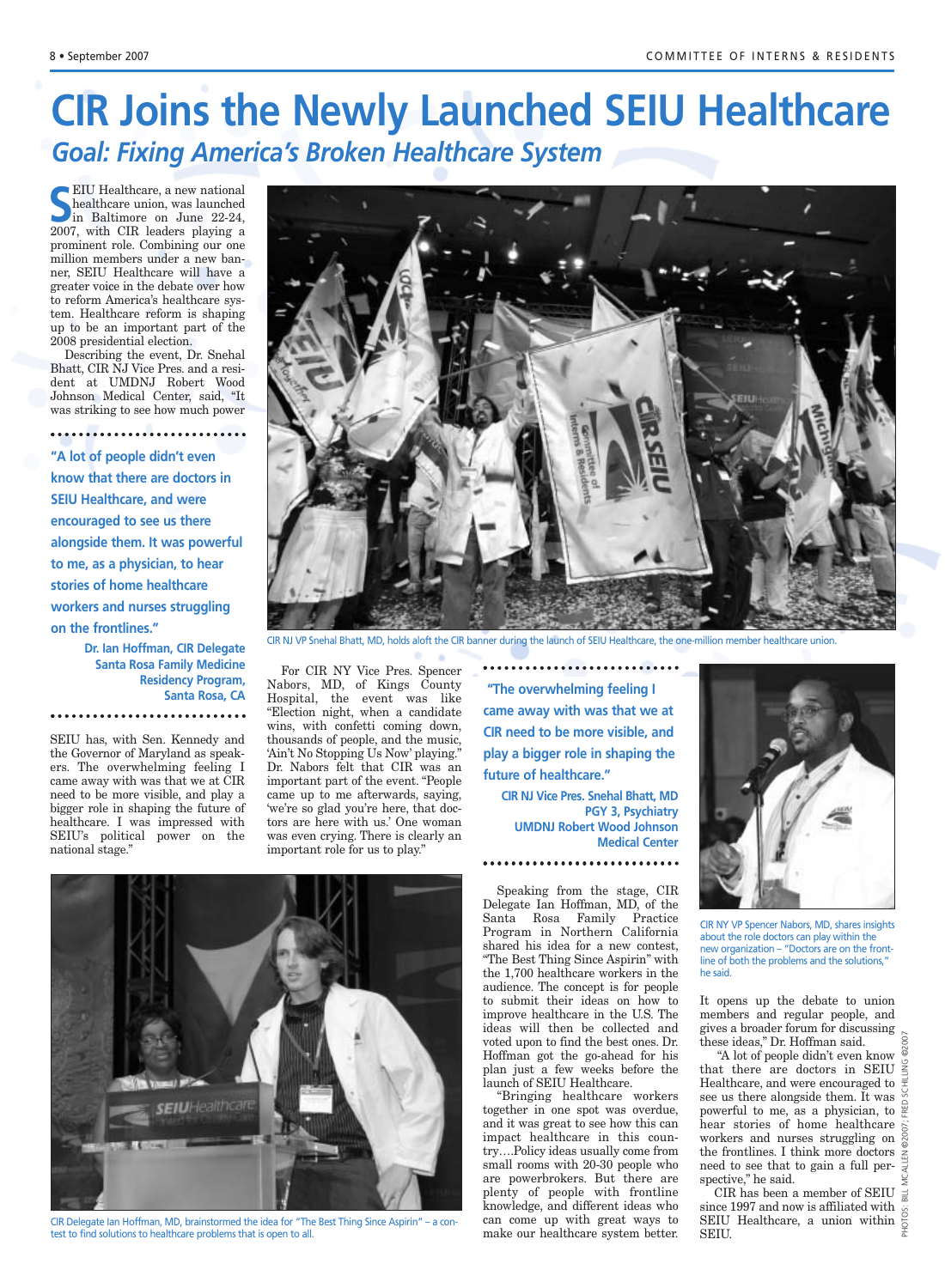# CIR Joins the Newly Launched SEIU Healthcare

## *Goal: Fixing America's Broken Healthcare System*

SEIU Healthcare, a new national healthcare union, was launched in Baltimore on June 22-24, 2007, with CIR leaders playing a prominent role. Combining our one million members under a new banner, SEIU Healthcare will have a greater voice in the debate over how to reform America's healthcare system. Healthcare reform is shaping up to be an important part of the 2008 presidential election.

Describing the event, Dr. Snehal Bhatt, CIR NJ Vice Pres. and a resident at UMDNJ Robert Wood Johnson Medical Center, said, "It was striking to see how much power SEIU has, with Sen. Kennedy and the Governor of Maryland as speakers. The overwhelming feeling I came away with was that we at CIR need to be more visible, and play a bigger role in shaping the future of healthcare. I was impressed with SEIU's political power on the national stage."

> **"A lot of people didn't even know that there are doctors in SEIU Healthcare, and were encouraged to see us there alongside them. It was powerful to me, as a physician, to hear stories of home healthcare workers and nurses struggling on the frontlines."**
>
> **Dr. Ian Hoffman, CIR Delegate Santa Rosa Family Medicine Residency Program, Santa Rosa, CA**

CIR NJ VP Snehal Bhatt, MD, holds aloft the CIR banner during the launch of SEIU Healthcare, the one-million member healthcare union.

For CIR NY Vice Pres. Spencer Nabors, MD, of Kings County Hospital, the event was like "Election night, when a candidate wins, with confetti coming down, thousands of people, and the music, 'Ain't No Stopping Us Now' playing." Dr. Nabors felt that CIR was an important part of the event. "People came up to me afterwards, saying, 'we're so glad you're here, that doctors are here with us.' One woman was even crying. There is clearly an important role for us to play."

> **"The overwhelming feeling I came away with was that we at CIR need to be more visible, and play a bigger role in shaping the future of healthcare."**
>
> **CIR NJ Vice Pres. Snehal Bhatt, MD PGY 3, Psychiatry UMDNJ Robert Wood Johnson Medical Center**

CIR NY VP Spencer Nabors, MD, shares insights about the role doctors can play within the new organization – "Doctors are on the front-line of both the problems and the solutions," he said.

CIR Delegate Ian Hoffman, MD, brainstormed the idea for "The Best Thing Since Aspirin" – a contest to find solutions to healthcare problems that is open to all.

Speaking from the stage, CIR Delegate Ian Hoffman, MD, of the Santa Rosa Family Practice Program in Northern California shared his idea for a new contest, "The Best Thing Since Aspirin" with the 1,700 healthcare workers in the audience. The concept is for people to submit their ideas on how to improve healthcare in the U.S. The ideas will then be collected and voted upon to find the best ones. Dr. Hoffman got the go-ahead for his plan just a few weeks before the launch of SEIU Healthcare.

"Bringing healthcare workers together in one spot was overdue, and it was great to see how this can impact healthcare in this country….Policy ideas usually come from small rooms with 20-30 people who are powerbrokers. But there are plenty of people with frontline knowledge, and different ideas who can come up with great ways to make our healthcare system better. It opens up the debate to union members and regular people, and gives a broader forum for discussing these ideas," Dr. Hoffman said.

"A lot of people didn't even know that there are doctors in SEIU Healthcare, and were encouraged to see us there alongside them. It was powerful to me, as a physician, to hear stories of home healthcare workers and nurses struggling on the frontlines. I think more doctors need to see that to gain a full perspective," he said.

CIR has been a member of SEIU since 1997 and now is affiliated with SEIU Healthcare, a union within SEIU.

PHOTOS: BILL MCALLEN ©2007; FRED SCHILLING ©2007